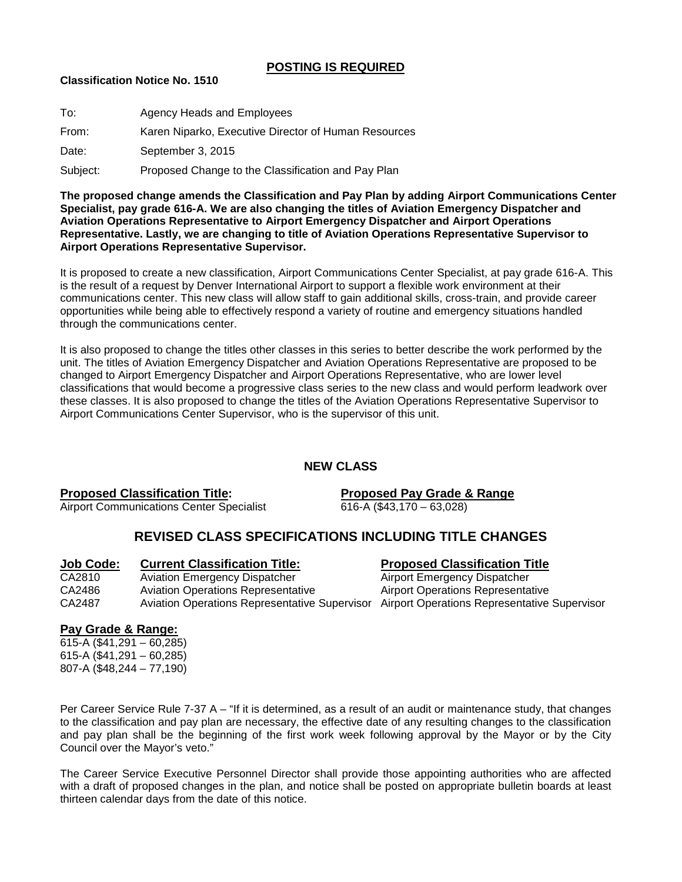## POSTING IS REQUIRED

**Classification Notice No. 1510**

To: Agency Heads and Employees

From: Karen Niparko, Executive Director of Human Resources

Date: September 3, 2015

Subject: Proposed Change to the Classification and Pay Plan

**The proposed change amends the Classification and Pay Plan by adding Airport Communications Center Specialist, pay grade 616-A. We are also changing the titles of Aviation Emergency Dispatcher and Aviation Operations Representative to Airport Emergency Dispatcher and Airport Operations Representative. Lastly, we are changing to title of Aviation Operations Representative Supervisor to Airport Operations Representative Supervisor.**

It is proposed to create a new classification, Airport Communications Center Specialist, at pay grade 616-A. This is the result of a request by Denver International Airport to support a flexible work environment at their communications center. This new class will allow staff to gain additional skills, cross-train, and provide career opportunities while being able to effectively respond a variety of routine and emergency situations handled through the communications center.

It is also proposed to change the titles other classes in this series to better describe the work performed by the unit. The titles of Aviation Emergency Dispatcher and Aviation Operations Representative are proposed to be changed to Airport Emergency Dispatcher and Airport Operations Representative, who are lower level classifications that would become a progressive class series to the new class and would perform leadwork over these classes. It is also proposed to change the titles of the Aviation Operations Representative Supervisor to Airport Communications Center Supervisor, who is the supervisor of this unit.

### NEW CLASS

| **Proposed Classification Title:** | **Proposed Pay Grade & Range** |
|---|---|
| Airport Communications Center Specialist | 616-A ($43,170 – 63,028) |

### REVISED CLASS SPECIFICATIONS INCLUDING TITLE CHANGES

| **Job Code:** | **Current Classification Title:** | **Proposed Classification Title** |
|---|---|---|
| CA2810 | Aviation Emergency Dispatcher | Airport Emergency Dispatcher |
| CA2486 | Aviation Operations Representative | Airport Operations Representative |
| CA2487 | Aviation Operations Representative Supervisor | Airport Operations Representative Supervisor |

**Pay Grade & Range:**

615-A ($41,291 – 60,285)
615-A ($41,291 – 60,285)
807-A ($48,244 – 77,190)

Per Career Service Rule 7-37 A – "If it is determined, as a result of an audit or maintenance study, that changes to the classification and pay plan are necessary, the effective date of any resulting changes to the classification and pay plan shall be the beginning of the first work week following approval by the Mayor or by the City Council over the Mayor's veto."

The Career Service Executive Personnel Director shall provide those appointing authorities who are affected with a draft of proposed changes in the plan, and notice shall be posted on appropriate bulletin boards at least thirteen calendar days from the date of this notice.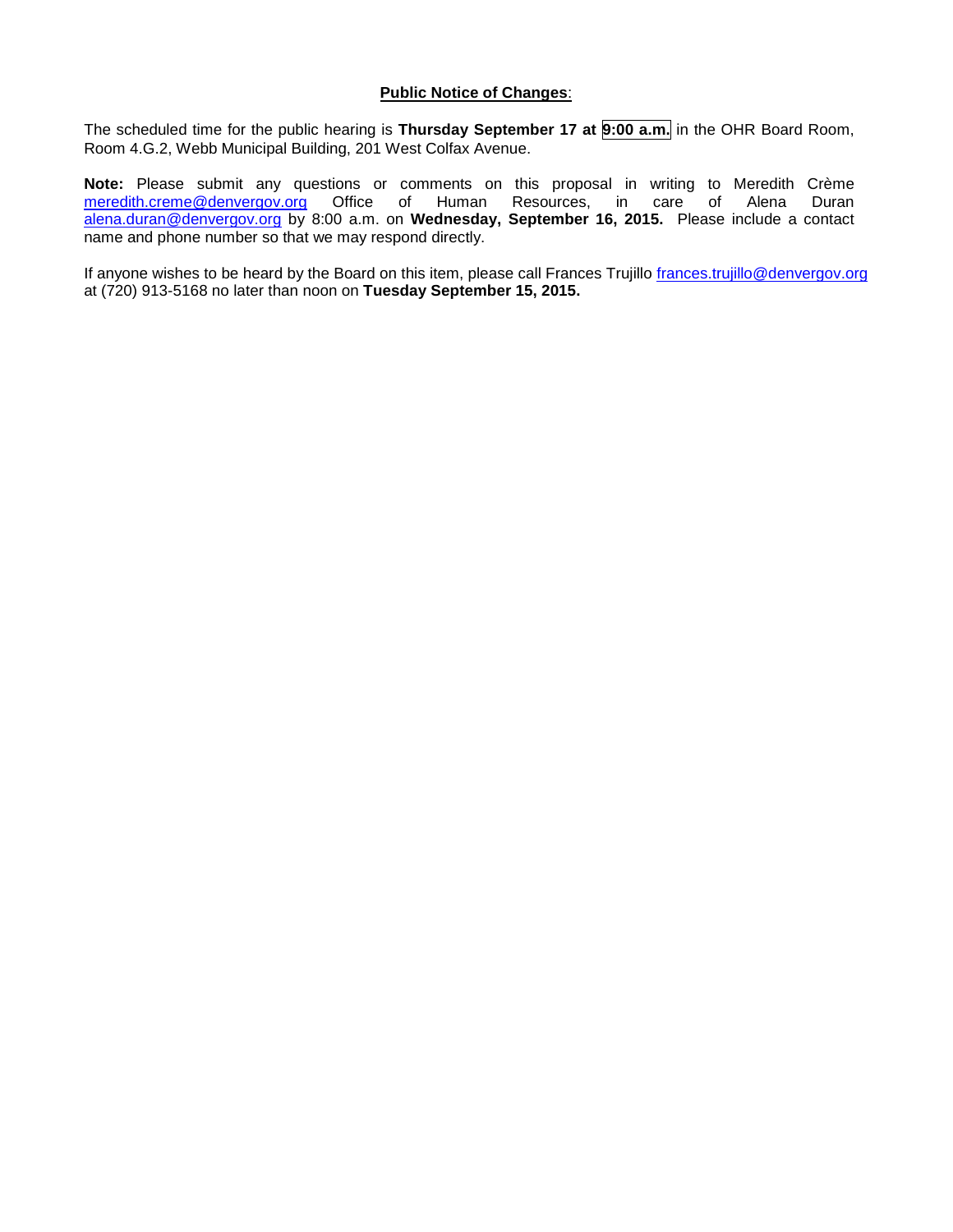**Public Notice of Changes**:

The scheduled time for the public hearing is **Thursday September 17 at 9:00 a.m.** in the OHR Board Room, Room 4.G.2, Webb Municipal Building, 201 West Colfax Avenue.

**Note:** Please submit any questions or comments on this proposal in writing to Meredith Crème meredith.creme@denvergov.org Office of Human Resources, in care of Alena Duran alena.duran@denvergov.org by 8:00 a.m. on **Wednesday, September 16, 2015.** Please include a contact name and phone number so that we may respond directly.

If anyone wishes to be heard by the Board on this item, please call Frances Trujillo frances.trujillo@denvergov.org at (720) 913-5168 no later than noon on **Tuesday September 15, 2015.**